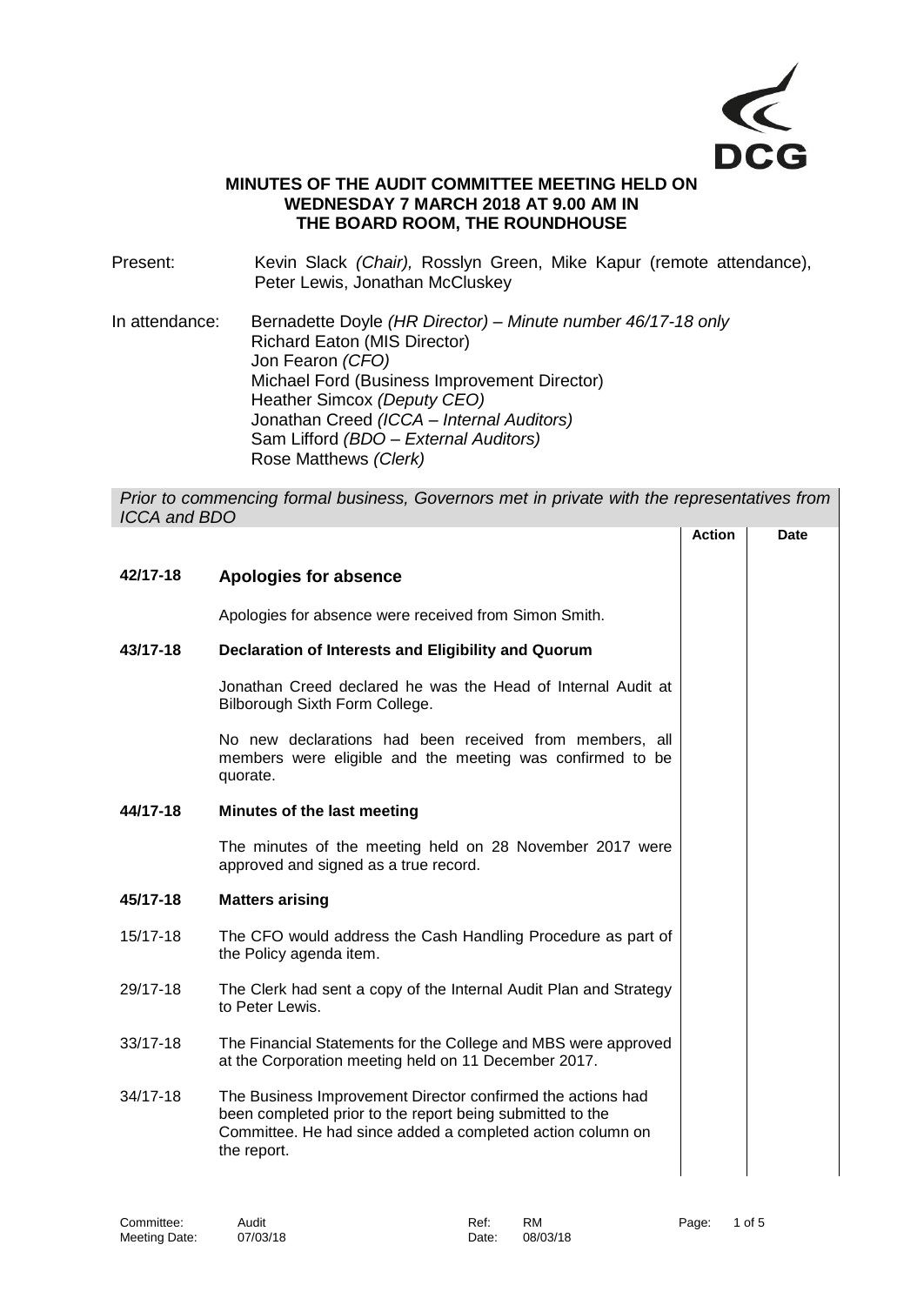**MINUTES OF THE AUDIT COMMITTEE MEETING HELD ON WEDNESDAY 7 MARCH 2018 AT 9.00 AM IN THE BOARD ROOM, THE ROUNDHOUSE**

Present: Kevin Slack *(Chair),* Rosslyn Green, Mike Kapur (remote attendance), Peter Lewis, Jonathan McCluskey

In attendance: Bernadette Doyle *(HR Director) – Minute number 46/17-18 only*
Richard Eaton (MIS Director)
Jon Fearon *(CFO)*
Michael Ford (Business Improvement Director)
Heather Simcox *(Deputy CEO)*
Jonathan Creed *(ICCA – Internal Auditors)*
Sam Lifford *(BDO – External Auditors)*
Rose Matthews *(Clerk)*

*Prior to commencing formal business, Governors met in private with the representatives from ICCA and BDO*

| | | Action | Date |
|---|---|---|---|
| **42/17-18** | **Apologies for absence** | | |
| | Apologies for absence were received from Simon Smith. | | |
| **43/17-18** | **Declaration of Interests and Eligibility and Quorum** | | |
| | Jonathan Creed declared he was the Head of Internal Audit at Bilborough Sixth Form College. | | |
| | No new declarations had been received from members, all members were eligible and the meeting was confirmed to be quorate. | | |
| **44/17-18** | **Minutes of the last meeting** | | |
| | The minutes of the meeting held on 28 November 2017 were approved and signed as a true record. | | |
| **45/17-18** | **Matters arising** | | |
| 15/17-18 | The CFO would address the Cash Handling Procedure as part of the Policy agenda item. | | |
| 29/17-18 | The Clerk had sent a copy of the Internal Audit Plan and Strategy to Peter Lewis. | | |
| 33/17-18 | The Financial Statements for the College and MBS were approved at the Corporation meeting held on 11 December 2017. | | |
| 34/17-18 | The Business Improvement Director confirmed the actions had been completed prior to the report being submitted to the Committee. He had since added a completed action column on the report. | | |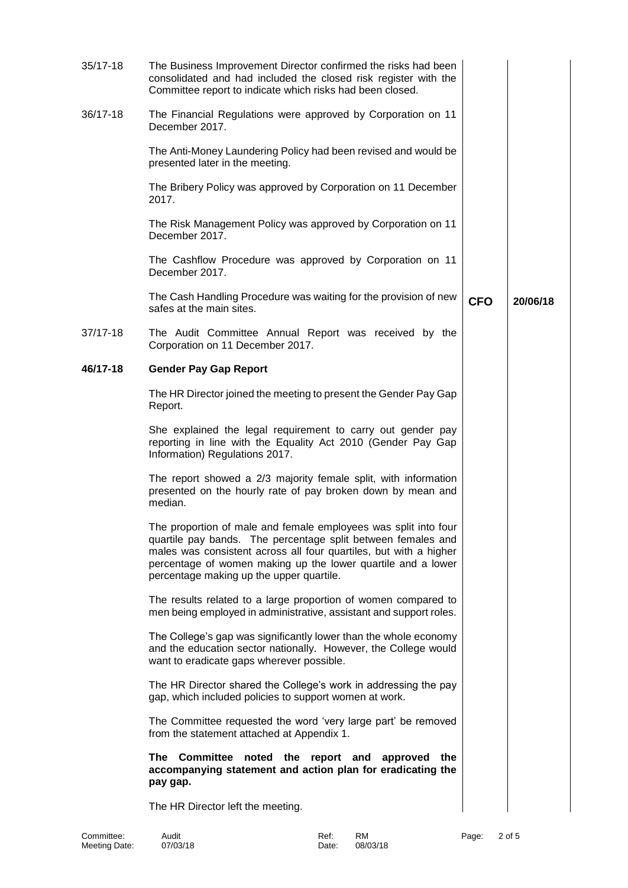| Ref | Item | Action | Date |
|---|---|---|---|
| 35/17-18 | The Business Improvement Director confirmed the risks had been consolidated and had included the closed risk register with the Committee report to indicate which risks had been closed. | | |
| 36/17-18 | The Financial Regulations were approved by Corporation on 11 December 2017. | | |
| | The Anti-Money Laundering Policy had been revised and would be presented later in the meeting. | | |
| | The Bribery Policy was approved by Corporation on 11 December 2017. | | |
| | The Risk Management Policy was approved by Corporation on 11 December 2017. | | |
| | The Cashflow Procedure was approved by Corporation on 11 December 2017. | | |
| | The Cash Handling Procedure was waiting for the provision of new safes at the main sites. | **CFO** | **20/06/18** |
| 37/17-18 | The Audit Committee Annual Report was received by the Corporation on 11 December 2017. | | |

**46/17-18 Gender Pay Gap Report**

The HR Director joined the meeting to present the Gender Pay Gap Report.

She explained the legal requirement to carry out gender pay reporting in line with the Equality Act 2010 (Gender Pay Gap Information) Regulations 2017.

The report showed a 2/3 majority female split, with information presented on the hourly rate of pay broken down by mean and median.

The proportion of male and female employees was split into four quartile pay bands. The percentage split between females and males was consistent across all four quartiles, but with a higher percentage of women making up the lower quartile and a lower percentage making up the upper quartile.

The results related to a large proportion of women compared to men being employed in administrative, assistant and support roles.

The College's gap was significantly lower than the whole economy and the education sector nationally. However, the College would want to eradicate gaps wherever possible.

The HR Director shared the College's work in addressing the pay gap, which included policies to support women at work.

The Committee requested the word 'very large part' be removed from the statement attached at Appendix 1.

**The Committee noted the report and approved the accompanying statement and action plan for eradicating the pay gap.**

The HR Director left the meeting.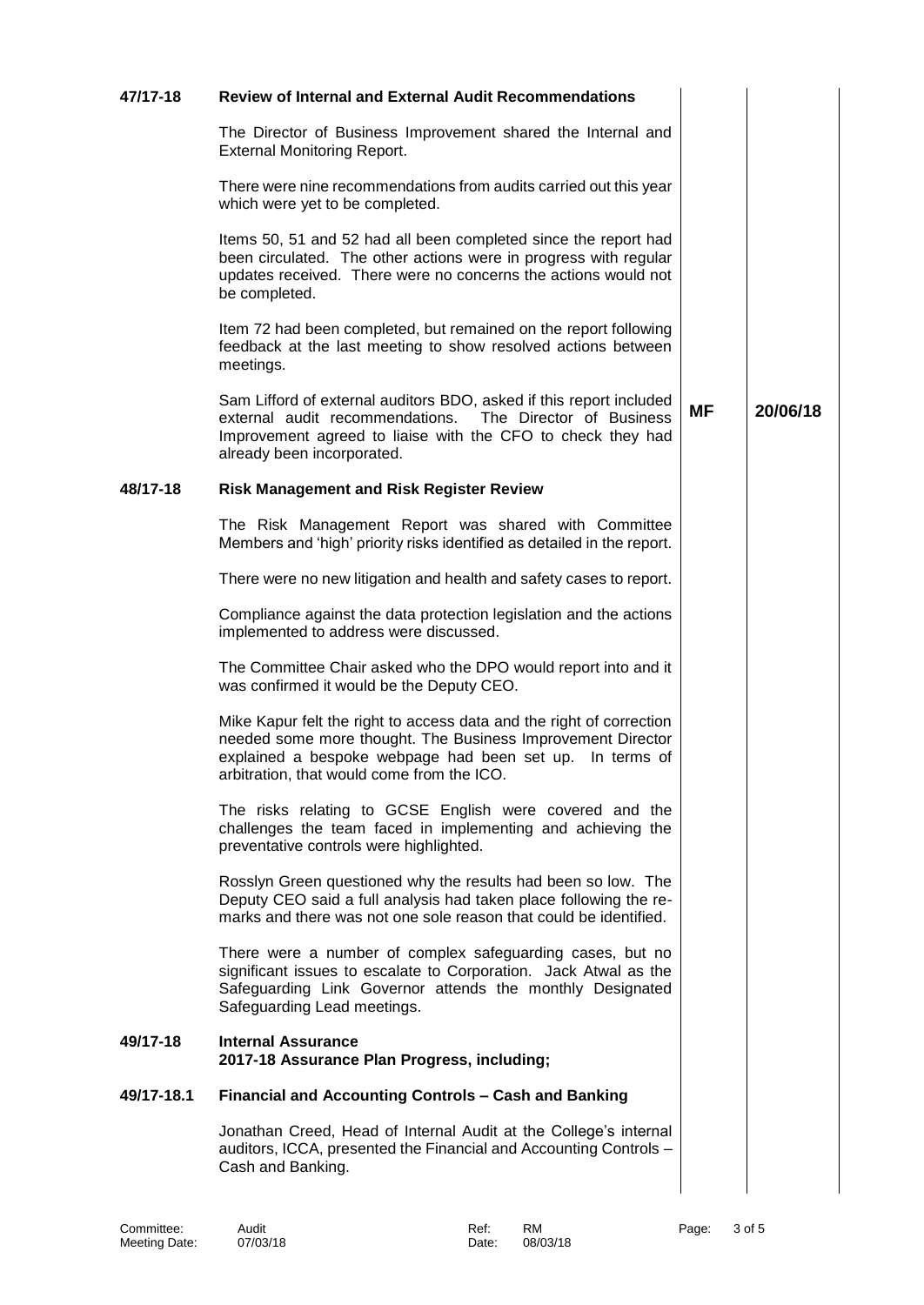| | | | |
|---|---|---|---|
| **47/17-18** | **Review of Internal and External Audit Recommendations** | | |
| | The Director of Business Improvement shared the Internal and External Monitoring Report. | | |
| | There were nine recommendations from audits carried out this year which were yet to be completed. | | |
| | Items 50, 51 and 52 had all been completed since the report had been circulated. The other actions were in progress with regular updates received. There were no concerns the actions would not be completed. | | |
| | Item 72 had been completed, but remained on the report following feedback at the last meeting to show resolved actions between meetings. | | |
| | Sam Lifford of external auditors BDO, asked if this report included external audit recommendations. The Director of Business Improvement agreed to liaise with the CFO to check they had already been incorporated. | **MF** | **20/06/18** |
| **48/17-18** | **Risk Management and Risk Register Review** | | |
| | The Risk Management Report was shared with Committee Members and 'high' priority risks identified as detailed in the report. | | |
| | There were no new litigation and health and safety cases to report. | | |
| | Compliance against the data protection legislation and the actions implemented to address were discussed. | | |
| | The Committee Chair asked who the DPO would report into and it was confirmed it would be the Deputy CEO. | | |
| | Mike Kapur felt the right to access data and the right of correction needed some more thought. The Business Improvement Director explained a bespoke webpage had been set up. In terms of arbitration, that would come from the ICO. | | |
| | The risks relating to GCSE English were covered and the challenges the team faced in implementing and achieving the preventative controls were highlighted. | | |
| | Rosslyn Green questioned why the results had been so low. The Deputy CEO said a full analysis had taken place following the re-marks and there was not one sole reason that could be identified. | | |
| | There were a number of complex safeguarding cases, but no significant issues to escalate to Corporation. Jack Atwal as the Safeguarding Link Governor attends the monthly Designated Safeguarding Lead meetings. | | |
| **49/17-18** | **Internal Assurance**<br>**2017-18 Assurance Plan Progress, including;** | | |
| **49/17-18.1** | **Financial and Accounting Controls – Cash and Banking** | | |
| | Jonathan Creed, Head of Internal Audit at the College's internal auditors, ICCA, presented the Financial and Accounting Controls – Cash and Banking. | | |

Committee: Audit
Meeting Date: 07/03/18
Ref: RM
Date: 08/03/18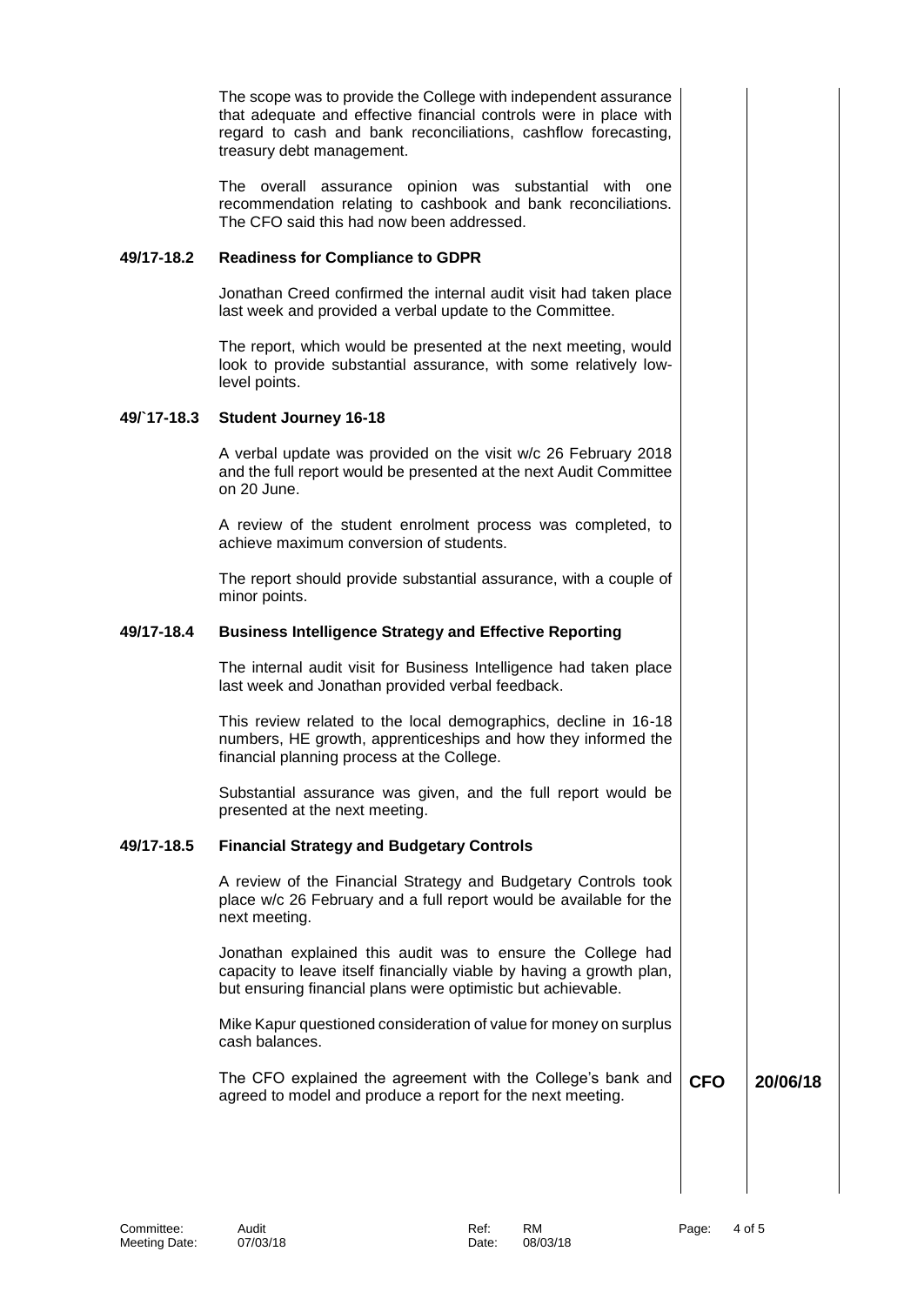The scope was to provide the College with independent assurance that adequate and effective financial controls were in place with regard to cash and bank reconciliations, cashflow forecasting, treasury debt management.

The overall assurance opinion was substantial with one recommendation relating to cashbook and bank reconciliations. The CFO said this had now been addressed.

**49/17-18.2 Readiness for Compliance to GDPR**

Jonathan Creed confirmed the internal audit visit had taken place last week and provided a verbal update to the Committee.

The report, which would be presented at the next meeting, would look to provide substantial assurance, with some relatively low-level points.

**49/`17-18.3 Student Journey 16-18**

A verbal update was provided on the visit w/c 26 February 2018 and the full report would be presented at the next Audit Committee on 20 June.

A review of the student enrolment process was completed, to achieve maximum conversion of students.

The report should provide substantial assurance, with a couple of minor points.

**49/17-18.4 Business Intelligence Strategy and Effective Reporting**

The internal audit visit for Business Intelligence had taken place last week and Jonathan provided verbal feedback.

This review related to the local demographics, decline in 16-18 numbers, HE growth, apprenticeships and how they informed the financial planning process at the College.

Substantial assurance was given, and the full report would be presented at the next meeting.

**49/17-18.5 Financial Strategy and Budgetary Controls**

A review of the Financial Strategy and Budgetary Controls took place w/c 26 February and a full report would be available for the next meeting.

Jonathan explained this audit was to ensure the College had capacity to leave itself financially viable by having a growth plan, but ensuring financial plans were optimistic but achievable.

Mike Kapur questioned consideration of value for money on surplus cash balances.

| | Action | Date |
|---|---|---|
| The CFO explained the agreement with the College's bank and agreed to model and produce a report for the next meeting. | **CFO** | **20/06/18** |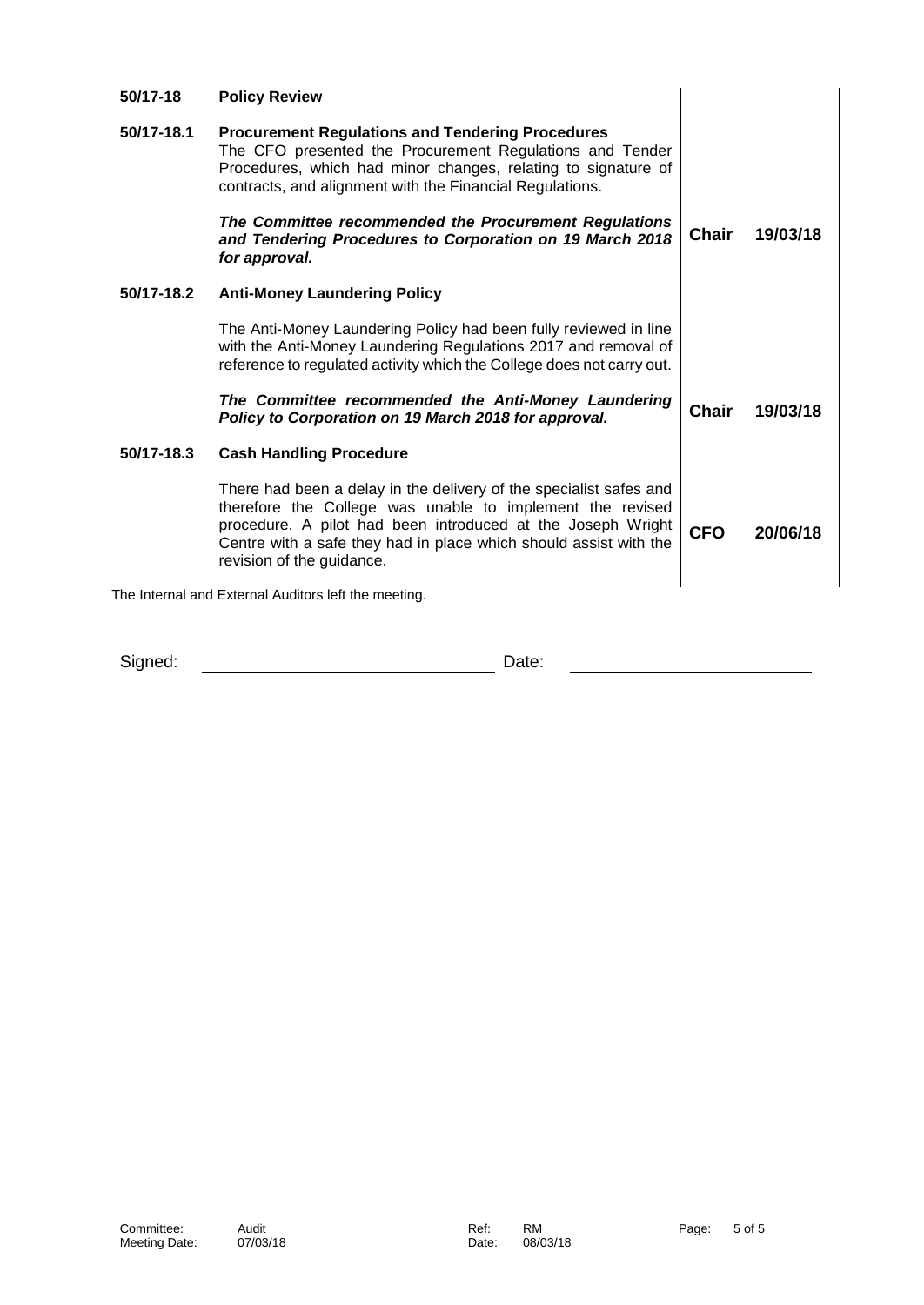| | | | |
|---|---|---|---|
| **50/17-18** | **Policy Review** | | |
| **50/17-18.1** | **Procurement Regulations and Tendering Procedures**<br>The CFO presented the Procurement Regulations and Tender Procedures, which had minor changes, relating to signature of contracts, and alignment with the Financial Regulations.<br><br>***The Committee recommended the Procurement Regulations and Tendering Procedures to Corporation on 19 March 2018 for approval.*** | **Chair** | **19/03/18** |
| **50/17-18.2** | **Anti-Money Laundering Policy**<br><br>The Anti-Money Laundering Policy had been fully reviewed in line with the Anti-Money Laundering Regulations 2017 and removal of reference to regulated activity which the College does not carry out.<br><br>***The Committee recommended the Anti-Money Laundering Policy to Corporation on 19 March 2018 for approval.*** | **Chair** | **19/03/18** |
| **50/17-18.3** | **Cash Handling Procedure**<br><br>There had been a delay in the delivery of the specialist safes and therefore the College was unable to implement the revised procedure. A pilot had been introduced at the Joseph Wright Centre with a safe they had in place which should assist with the revision of the guidance. | **CFO** | **20/06/18** |

The Internal and External Auditors left the meeting.

Signed: ______________________________ Date: ________________________

Committee: Audit
Meeting Date: 07/03/18
Ref: RM
Date: 08/03/18